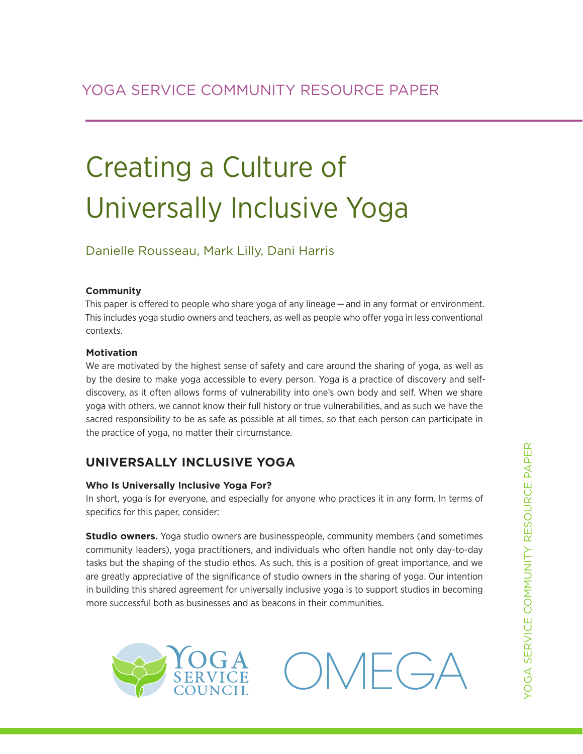YOGA SERVICE COMMUNITY RESOURCE PAPER

# Creating a Culture of Universally Inclusive Yoga

Danielle Rousseau, Mark Lilly, Dani Harris

**Community**

This paper is offered to people who share yoga of any lineage — and in any format or environment. This includes yoga studio owners and teachers, as well as people who offer yoga in less conventional contexts.

**Motivation**

We are motivated by the highest sense of safety and care around the sharing of yoga, as well as by the desire to make yoga accessible to every person. Yoga is a practice of discovery and self-discovery, as it often allows forms of vulnerability into one's own body and self. When we share yoga with others, we cannot know their full history or true vulnerabilities, and as such we have the sacred responsibility to be as safe as possible at all times, so that each person can participate in the practice of yoga, no matter their circumstance.

## UNIVERSALLY INCLUSIVE YOGA

### Who Is Universally Inclusive Yoga For?

In short, yoga is for everyone, and especially for anyone who practices it in any form. In terms of specifics for this paper, consider:

**Studio owners.** Yoga studio owners are businesspeople, community members (and sometimes community leaders), yoga practitioners, and individuals who often handle not only day-to-day tasks but the shaping of the studio ethos. As such, this is a position of great importance, and we are greatly appreciative of the significance of studio owners in the sharing of yoga. Our intention in building this shared agreement for universally inclusive yoga is to support studios in becoming more successful both as businesses and as beacons in their communities.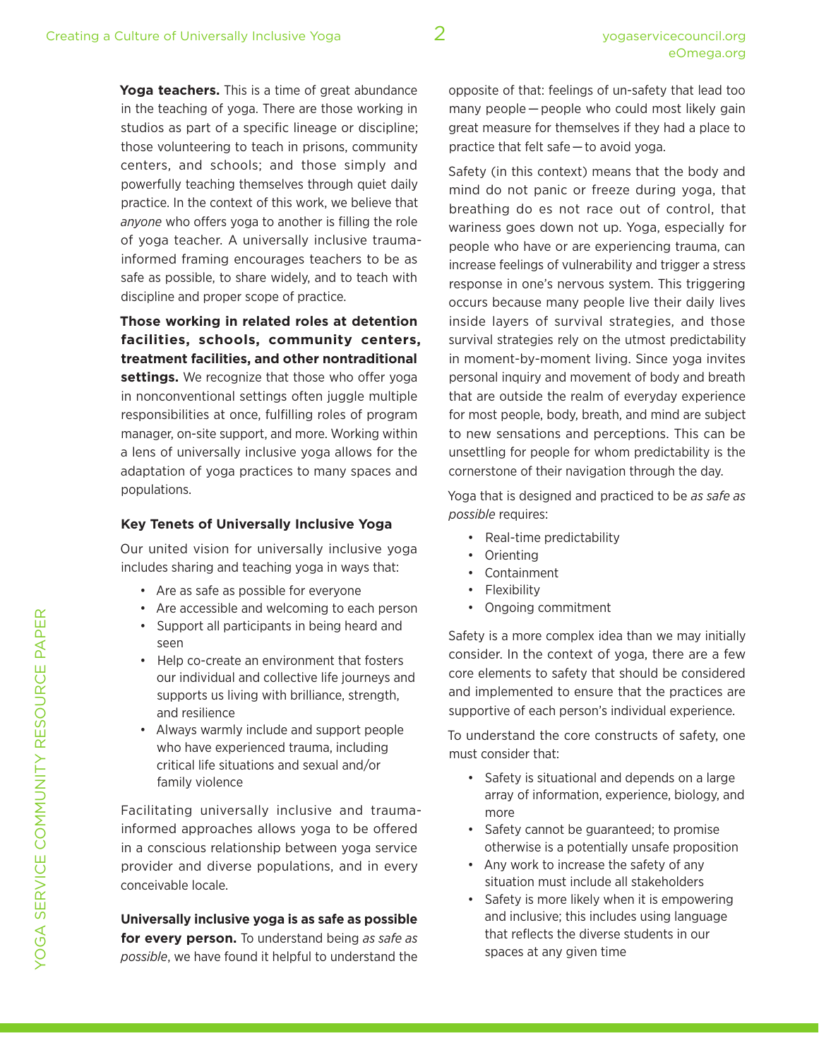**Yoga teachers.** This is a time of great abundance in the teaching of yoga. There are those working in studios as part of a specific lineage or discipline; those volunteering to teach in prisons, community centers, and schools; and those simply and powerfully teaching themselves through quiet daily practice. In the context of this work, we believe that *anyone* who offers yoga to another is filling the role of yoga teacher. A universally inclusive trauma-informed framing encourages teachers to be as safe as possible, to share widely, and to teach with discipline and proper scope of practice.

**Those working in related roles at detention facilities, schools, community centers, treatment facilities, and other nontraditional settings.** We recognize that those who offer yoga in nonconventional settings often juggle multiple responsibilities at once, fulfilling roles of program manager, on-site support, and more. Working within a lens of universally inclusive yoga allows for the adaptation of yoga practices to many spaces and populations.

### Key Tenets of Universally Inclusive Yoga

Our united vision for universally inclusive yoga includes sharing and teaching yoga in ways that:

- Are as safe as possible for everyone
- Are accessible and welcoming to each person
- Support all participants in being heard and seen
- Help co-create an environment that fosters our individual and collective life journeys and supports us living with brilliance, strength, and resilience
- Always warmly include and support people who have experienced trauma, including critical life situations and sexual and/or family violence

Facilitating universally inclusive and trauma-informed approaches allows yoga to be offered in a conscious relationship between yoga service provider and diverse populations, and in every conceivable locale.

**Universally inclusive yoga is as safe as possible for every person.** To understand being *as safe as possible*, we have found it helpful to understand the opposite of that: feelings of un-safety that lead too many people—people who could most likely gain great measure for themselves if they had a place to practice that felt safe—to avoid yoga.

Safety (in this context) means that the body and mind do not panic or freeze during yoga, that breathing do es not race out of control, that wariness goes down not up. Yoga, especially for people who have or are experiencing trauma, can increase feelings of vulnerability and trigger a stress response in one's nervous system. This triggering occurs because many people live their daily lives inside layers of survival strategies, and those survival strategies rely on the utmost predictability in moment-by-moment living. Since yoga invites personal inquiry and movement of body and breath that are outside the realm of everyday experience for most people, body, breath, and mind are subject to new sensations and perceptions. This can be unsettling for people for whom predictability is the cornerstone of their navigation through the day.

Yoga that is designed and practiced to be *as safe as possible* requires:

- Real-time predictability
- Orienting
- Containment
- Flexibility
- Ongoing commitment

Safety is a more complex idea than we may initially consider. In the context of yoga, there are a few core elements to safety that should be considered and implemented to ensure that the practices are supportive of each person's individual experience.

To understand the core constructs of safety, one must consider that:

- Safety is situational and depends on a large array of information, experience, biology, and more
- Safety cannot be guaranteed; to promise otherwise is a potentially unsafe proposition
- Any work to increase the safety of any situation must include all stakeholders
- Safety is more likely when it is empowering and inclusive; this includes using language that reflects the diverse students in our spaces at any given time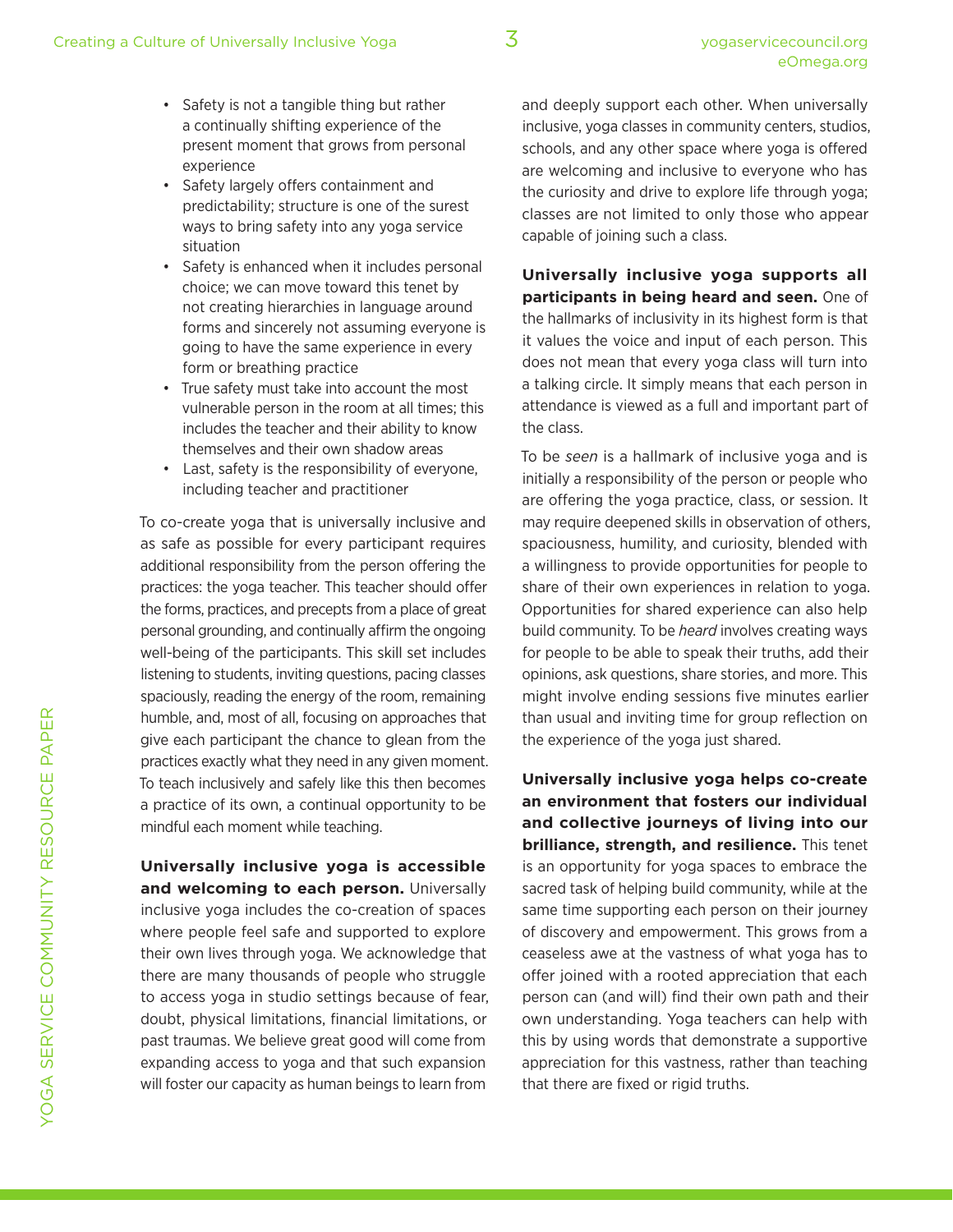- Safety is not a tangible thing but rather a continually shifting experience of the present moment that grows from personal experience
- Safety largely offers containment and predictability; structure is one of the surest ways to bring safety into any yoga service situation
- Safety is enhanced when it includes personal choice; we can move toward this tenet by not creating hierarchies in language around forms and sincerely not assuming everyone is going to have the same experience in every form or breathing practice
- True safety must take into account the most vulnerable person in the room at all times; this includes the teacher and their ability to know themselves and their own shadow areas
- Last, safety is the responsibility of everyone, including teacher and practitioner

To co-create yoga that is universally inclusive and as safe as possible for every participant requires additional responsibility from the person offering the practices: the yoga teacher. This teacher should offer the forms, practices, and precepts from a place of great personal grounding, and continually affirm the ongoing well-being of the participants. This skill set includes listening to students, inviting questions, pacing classes spaciously, reading the energy of the room, remaining humble, and, most of all, focusing on approaches that give each participant the chance to glean from the practices exactly what they need in any given moment. To teach inclusively and safely like this then becomes a practice of its own, a continual opportunity to be mindful each moment while teaching.

**Universally inclusive yoga is accessible and welcoming to each person.** Universally inclusive yoga includes the co-creation of spaces where people feel safe and supported to explore their own lives through yoga. We acknowledge that there are many thousands of people who struggle to access yoga in studio settings because of fear, doubt, physical limitations, financial limitations, or past traumas. We believe great good will come from expanding access to yoga and that such expansion will foster our capacity as human beings to learn from and deeply support each other. When universally inclusive, yoga classes in community centers, studios, schools, and any other space where yoga is offered are welcoming and inclusive to everyone who has the curiosity and drive to explore life through yoga; classes are not limited to only those who appear capable of joining such a class.

**Universally inclusive yoga supports all participants in being heard and seen.** One of the hallmarks of inclusivity in its highest form is that it values the voice and input of each person. This does not mean that every yoga class will turn into a talking circle. It simply means that each person in attendance is viewed as a full and important part of the class.

To be *seen* is a hallmark of inclusive yoga and is initially a responsibility of the person or people who are offering the yoga practice, class, or session. It may require deepened skills in observation of others, spaciousness, humility, and curiosity, blended with a willingness to provide opportunities for people to share of their own experiences in relation to yoga. Opportunities for shared experience can also help build community. To be *heard* involves creating ways for people to be able to speak their truths, add their opinions, ask questions, share stories, and more. This might involve ending sessions five minutes earlier than usual and inviting time for group reflection on the experience of the yoga just shared.

**Universally inclusive yoga helps co-create an environment that fosters our individual and collective journeys of living into our brilliance, strength, and resilience.** This tenet is an opportunity for yoga spaces to embrace the sacred task of helping build community, while at the same time supporting each person on their journey of discovery and empowerment. This grows from a ceaseless awe at the vastness of what yoga has to offer joined with a rooted appreciation that each person can (and will) find their own path and their own understanding. Yoga teachers can help with this by using words that demonstrate a supportive appreciation for this vastness, rather than teaching that there are fixed or rigid truths.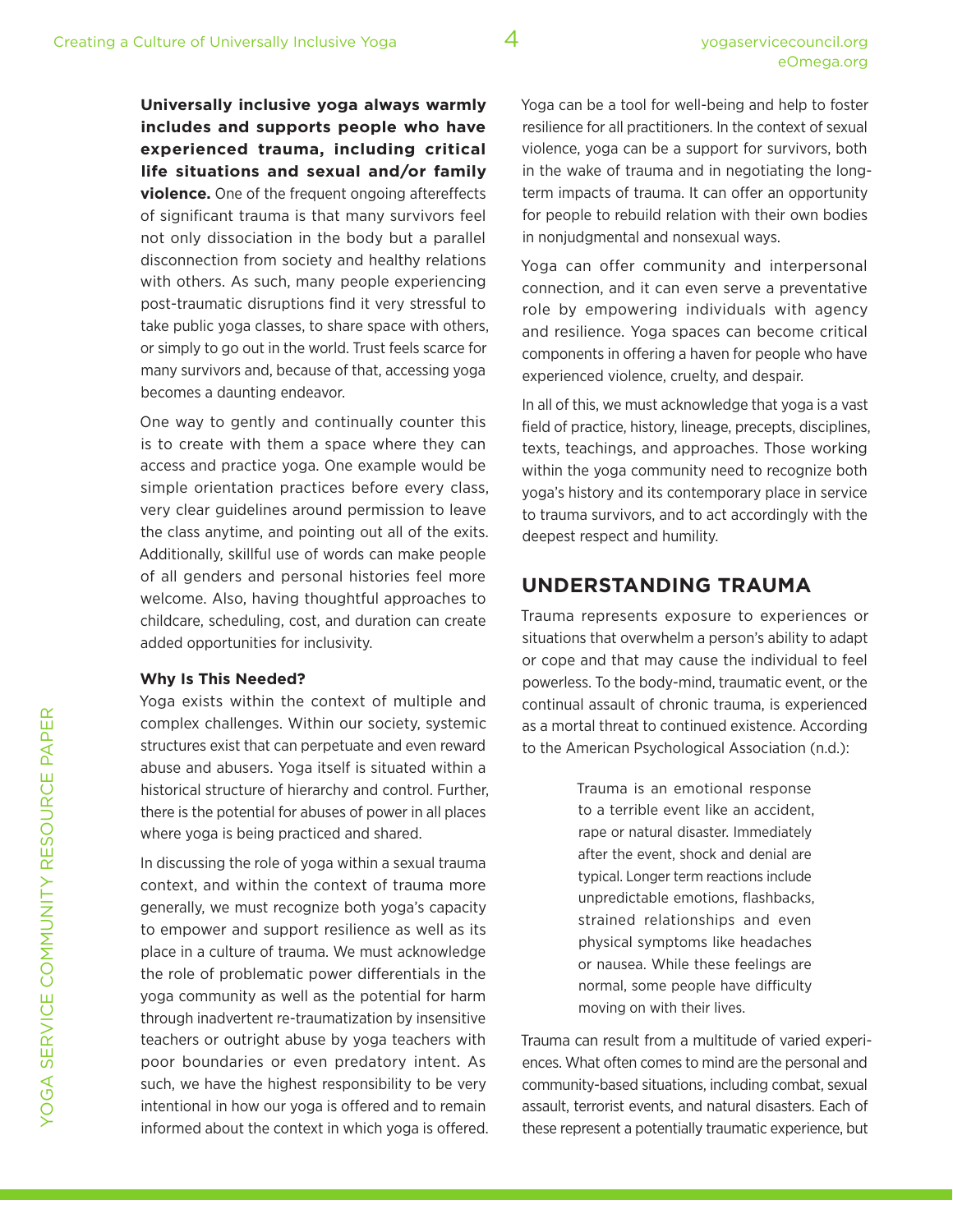**Universally inclusive yoga always warmly includes and supports people who have experienced trauma, including critical life situations and sexual and/or family violence.** One of the frequent ongoing aftereffects of significant trauma is that many survivors feel not only dissociation in the body but a parallel disconnection from society and healthy relations with others. As such, many people experiencing post-traumatic disruptions find it very stressful to take public yoga classes, to share space with others, or simply to go out in the world. Trust feels scarce for many survivors and, because of that, accessing yoga becomes a daunting endeavor.

One way to gently and continually counter this is to create with them a space where they can access and practice yoga. One example would be simple orientation practices before every class, very clear guidelines around permission to leave the class anytime, and pointing out all of the exits. Additionally, skillful use of words can make people of all genders and personal histories feel more welcome. Also, having thoughtful approaches to childcare, scheduling, cost, and duration can create added opportunities for inclusivity.

**Why Is This Needed?**

Yoga exists within the context of multiple and complex challenges. Within our society, systemic structures exist that can perpetuate and even reward abuse and abusers. Yoga itself is situated within a historical structure of hierarchy and control. Further, there is the potential for abuses of power in all places where yoga is being practiced and shared.

In discussing the role of yoga within a sexual trauma context, and within the context of trauma more generally, we must recognize both yoga's capacity to empower and support resilience as well as its place in a culture of trauma. We must acknowledge the role of problematic power differentials in the yoga community as well as the potential for harm through inadvertent re-traumatization by insensitive teachers or outright abuse by yoga teachers with poor boundaries or even predatory intent. As such, we have the highest responsibility to be very intentional in how our yoga is offered and to remain informed about the context in which yoga is offered.

Yoga can be a tool for well-being and help to foster resilience for all practitioners. In the context of sexual violence, yoga can be a support for survivors, both in the wake of trauma and in negotiating the long-term impacts of trauma. It can offer an opportunity for people to rebuild relation with their own bodies in nonjudgmental and nonsexual ways.

Yoga can offer community and interpersonal connection, and it can even serve a preventative role by empowering individuals with agency and resilience. Yoga spaces can become critical components in offering a haven for people who have experienced violence, cruelty, and despair.

In all of this, we must acknowledge that yoga is a vast field of practice, history, lineage, precepts, disciplines, texts, teachings, and approaches. Those working within the yoga community need to recognize both yoga's history and its contemporary place in service to trauma survivors, and to act accordingly with the deepest respect and humility.

## UNDERSTANDING TRAUMA

Trauma represents exposure to experiences or situations that overwhelm a person's ability to adapt or cope and that may cause the individual to feel powerless. To the body-mind, traumatic event, or the continual assault of chronic trauma, is experienced as a mortal threat to continued existence. According to the American Psychological Association (n.d.):

> Trauma is an emotional response to a terrible event like an accident, rape or natural disaster. Immediately after the event, shock and denial are typical. Longer term reactions include unpredictable emotions, flashbacks, strained relationships and even physical symptoms like headaches or nausea. While these feelings are normal, some people have difficulty moving on with their lives.

Trauma can result from a multitude of varied experiences. What often comes to mind are the personal and community-based situations, including combat, sexual assault, terrorist events, and natural disasters. Each of these represent a potentially traumatic experience, but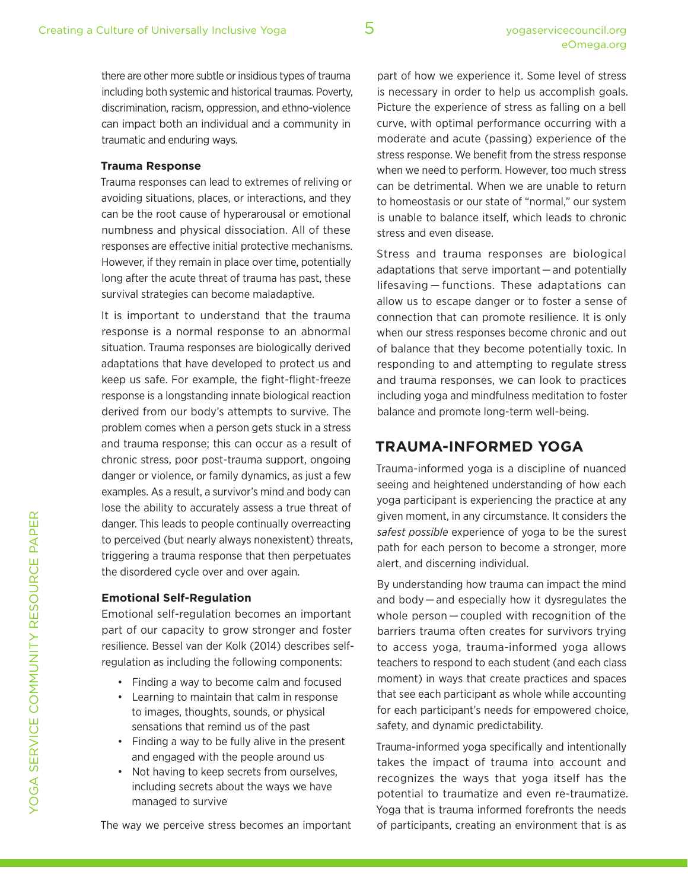there are other more subtle or insidious types of trauma including both systemic and historical traumas. Poverty, discrimination, racism, oppression, and ethno-violence can impact both an individual and a community in traumatic and enduring ways.

**Trauma Response**

Trauma responses can lead to extremes of reliving or avoiding situations, places, or interactions, and they can be the root cause of hyperarousal or emotional numbness and physical dissociation. All of these responses are effective initial protective mechanisms. However, if they remain in place over time, potentially long after the acute threat of trauma has past, these survival strategies can become maladaptive.

It is important to understand that the trauma response is a normal response to an abnormal situation. Trauma responses are biologically derived adaptations that have developed to protect us and keep us safe. For example, the fight-flight-freeze response is a longstanding innate biological reaction derived from our body's attempts to survive. The problem comes when a person gets stuck in a stress and trauma response; this can occur as a result of chronic stress, poor post-trauma support, ongoing danger or violence, or family dynamics, as just a few examples. As a result, a survivor's mind and body can lose the ability to accurately assess a true threat of danger. This leads to people continually overreacting to perceived (but nearly always nonexistent) threats, triggering a trauma response that then perpetuates the disordered cycle over and over again.

**Emotional Self-Regulation**

Emotional self-regulation becomes an important part of our capacity to grow stronger and foster resilience. Bessel van der Kolk (2014) describes self-regulation as including the following components:

- Finding a way to become calm and focused
- Learning to maintain that calm in response to images, thoughts, sounds, or physical sensations that remind us of the past
- Finding a way to be fully alive in the present and engaged with the people around us
- Not having to keep secrets from ourselves, including secrets about the ways we have managed to survive

The way we perceive stress becomes an important part of how we experience it. Some level of stress is necessary in order to help us accomplish goals. Picture the experience of stress as falling on a bell curve, with optimal performance occurring with a moderate and acute (passing) experience of the stress response. We benefit from the stress response when we need to perform. However, too much stress can be detrimental. When we are unable to return to homeostasis or our state of "normal," our system is unable to balance itself, which leads to chronic stress and even disease.

Stress and trauma responses are biological adaptations that serve important — and potentially lifesaving — functions. These adaptations can allow us to escape danger or to foster a sense of connection that can promote resilience. It is only when our stress responses become chronic and out of balance that they become potentially toxic. In responding to and attempting to regulate stress and trauma responses, we can look to practices including yoga and mindfulness meditation to foster balance and promote long-term well-being.

## TRAUMA-INFORMED YOGA

Trauma-informed yoga is a discipline of nuanced seeing and heightened understanding of how each yoga participant is experiencing the practice at any given moment, in any circumstance. It considers the *safest possible* experience of yoga to be the surest path for each person to become a stronger, more alert, and discerning individual.

By understanding how trauma can impact the mind and body — and especially how it dysregulates the whole person — coupled with recognition of the barriers trauma often creates for survivors trying to access yoga, trauma-informed yoga allows teachers to respond to each student (and each class moment) in ways that create practices and spaces that see each participant as whole while accounting for each participant's needs for empowered choice, safety, and dynamic predictability.

Trauma-informed yoga specifically and intentionally takes the impact of trauma into account and recognizes the ways that yoga itself has the potential to traumatize and even re-traumatize. Yoga that is trauma informed forefronts the needs of participants, creating an environment that is as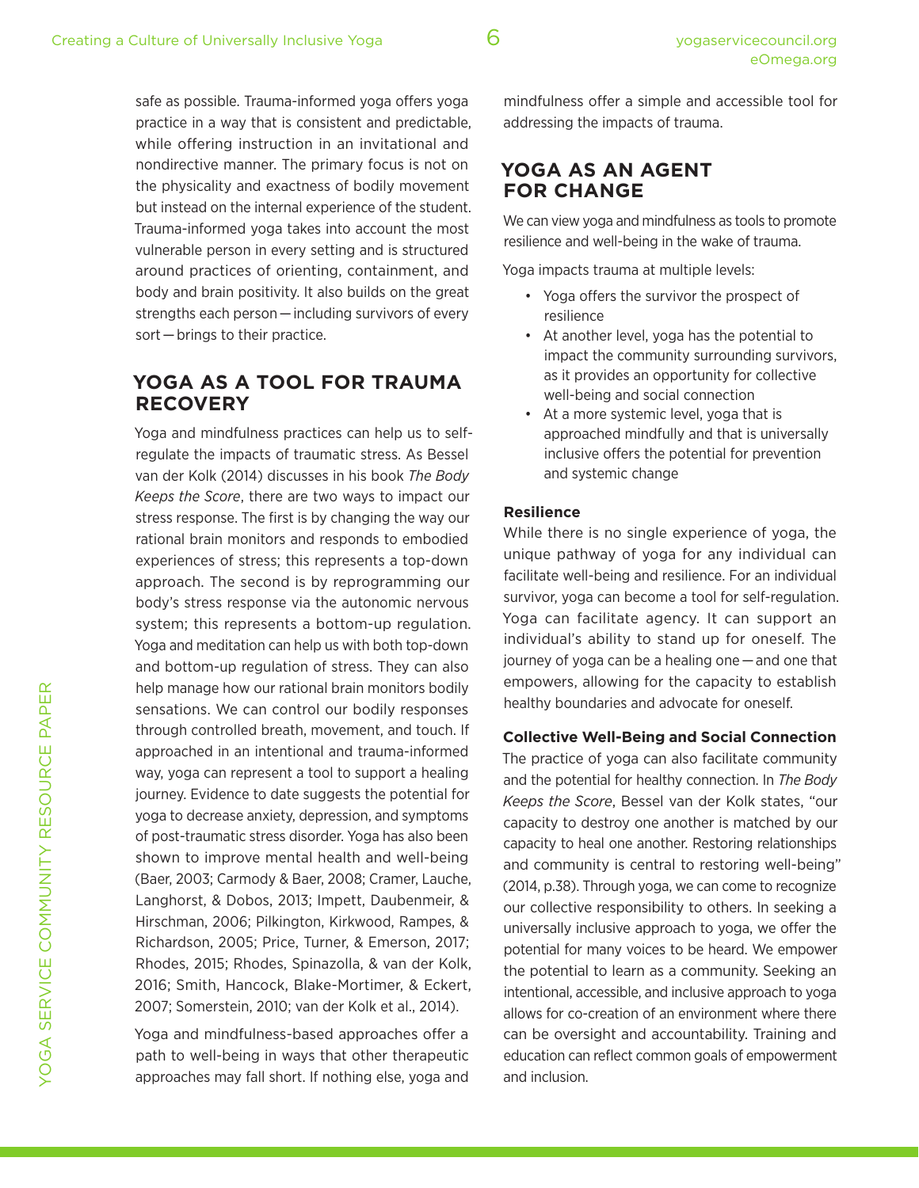safe as possible. Trauma-informed yoga offers yoga practice in a way that is consistent and predictable, while offering instruction in an invitational and nondirective manner. The primary focus is not on the physicality and exactness of bodily movement but instead on the internal experience of the student. Trauma-informed yoga takes into account the most vulnerable person in every setting and is structured around practices of orienting, containment, and body and brain positivity. It also builds on the great strengths each person — including survivors of every sort — brings to their practice.

## YOGA AS A TOOL FOR TRAUMA RECOVERY

Yoga and mindfulness practices can help us to self-regulate the impacts of traumatic stress. As Bessel van der Kolk (2014) discusses in his book *The Body Keeps the Score*, there are two ways to impact our stress response. The first is by changing the way our rational brain monitors and responds to embodied experiences of stress; this represents a top-down approach. The second is by reprogramming our body's stress response via the autonomic nervous system; this represents a bottom-up regulation. Yoga and meditation can help us with both top-down and bottom-up regulation of stress. They can also help manage how our rational brain monitors bodily sensations. We can control our bodily responses through controlled breath, movement, and touch. If approached in an intentional and trauma-informed way, yoga can represent a tool to support a healing journey. Evidence to date suggests the potential for yoga to decrease anxiety, depression, and symptoms of post-traumatic stress disorder. Yoga has also been shown to improve mental health and well-being (Baer, 2003; Carmody & Baer, 2008; Cramer, Lauche, Langhorst, & Dobos, 2013; Impett, Daubenmeir, & Hirschman, 2006; Pilkington, Kirkwood, Rampes, & Richardson, 2005; Price, Turner, & Emerson, 2017; Rhodes, 2015; Rhodes, Spinazzola, & van der Kolk, 2016; Smith, Hancock, Blake-Mortimer, & Eckert, 2007; Somerstein, 2010; van der Kolk et al., 2014).

Yoga and mindfulness-based approaches offer a path to well-being in ways that other therapeutic approaches may fall short. If nothing else, yoga and mindfulness offer a simple and accessible tool for addressing the impacts of trauma.

## YOGA AS AN AGENT FOR CHANGE

We can view yoga and mindfulness as tools to promote resilience and well-being in the wake of trauma.

Yoga impacts trauma at multiple levels:

- Yoga offers the survivor the prospect of resilience
- At another level, yoga has the potential to impact the community surrounding survivors, as it provides an opportunity for collective well-being and social connection
- At a more systemic level, yoga that is approached mindfully and that is universally inclusive offers the potential for prevention and systemic change

### Resilience

While there is no single experience of yoga, the unique pathway of yoga for any individual can facilitate well-being and resilience. For an individual survivor, yoga can become a tool for self-regulation. Yoga can facilitate agency. It can support an individual's ability to stand up for oneself. The journey of yoga can be a healing one — and one that empowers, allowing for the capacity to establish healthy boundaries and advocate for oneself.

### Collective Well-Being and Social Connection

The practice of yoga can also facilitate community and the potential for healthy connection. In *The Body Keeps the Score*, Bessel van der Kolk states, "our capacity to destroy one another is matched by our capacity to heal one another. Restoring relationships and community is central to restoring well-being" (2014, p.38). Through yoga, we can come to recognize our collective responsibility to others. In seeking a universally inclusive approach to yoga, we offer the potential for many voices to be heard. We empower the potential to learn as a community. Seeking an intentional, accessible, and inclusive approach to yoga allows for co-creation of an environment where there can be oversight and accountability. Training and education can reflect common goals of empowerment and inclusion.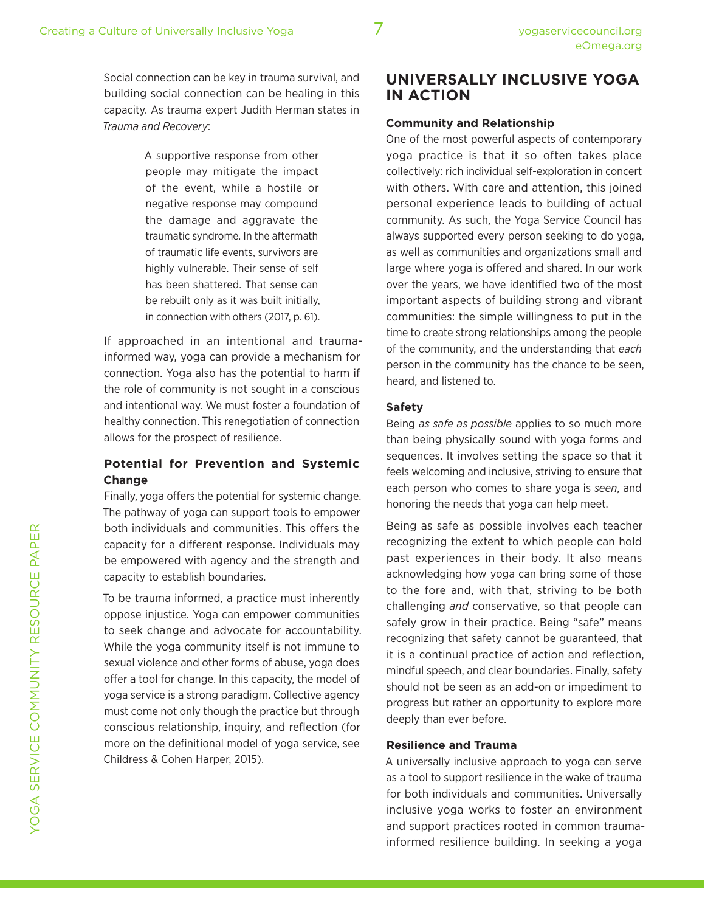Social connection can be key in trauma survival, and building social connection can be healing in this capacity. As trauma expert Judith Herman states in *Trauma and Recovery*:

> A supportive response from other people may mitigate the impact of the event, while a hostile or negative response may compound the damage and aggravate the traumatic syndrome. In the aftermath of traumatic life events, survivors are highly vulnerable. Their sense of self has been shattered. That sense can be rebuilt only as it was built initially, in connection with others (2017, p. 61).

If approached in an intentional and trauma-informed way, yoga can provide a mechanism for connection. Yoga also has the potential to harm if the role of community is not sought in a conscious and intentional way. We must foster a foundation of healthy connection. This renegotiation of connection allows for the prospect of resilience.

### Potential for Prevention and Systemic Change

Finally, yoga offers the potential for systemic change. The pathway of yoga can support tools to empower both individuals and communities. This offers the capacity for a different response. Individuals may be empowered with agency and the strength and capacity to establish boundaries.

To be trauma informed, a practice must inherently oppose injustice. Yoga can empower communities to seek change and advocate for accountability. While the yoga community itself is not immune to sexual violence and other forms of abuse, yoga does offer a tool for change. In this capacity, the model of yoga service is a strong paradigm. Collective agency must come not only though the practice but through conscious relationship, inquiry, and reflection (for more on the definitional model of yoga service, see Childress & Cohen Harper, 2015).

## UNIVERSALLY INCLUSIVE YOGA IN ACTION

### Community and Relationship

One of the most powerful aspects of contemporary yoga practice is that it so often takes place collectively: rich individual self-exploration in concert with others. With care and attention, this joined personal experience leads to building of actual community. As such, the Yoga Service Council has always supported every person seeking to do yoga, as well as communities and organizations small and large where yoga is offered and shared. In our work over the years, we have identified two of the most important aspects of building strong and vibrant communities: the simple willingness to put in the time to create strong relationships among the people of the community, and the understanding that *each* person in the community has the chance to be seen, heard, and listened to.

### Safety

Being *as safe as possible* applies to so much more than being physically sound with yoga forms and sequences. It involves setting the space so that it feels welcoming and inclusive, striving to ensure that each person who comes to share yoga is *seen*, and honoring the needs that yoga can help meet.

Being as safe as possible involves each teacher recognizing the extent to which people can hold past experiences in their body. It also means acknowledging how yoga can bring some of those to the fore and, with that, striving to be both challenging *and* conservative, so that people can safely grow in their practice. Being "safe" means recognizing that safety cannot be guaranteed, that it is a continual practice of action and reflection, mindful speech, and clear boundaries. Finally, safety should not be seen as an add-on or impediment to progress but rather an opportunity to explore more deeply than ever before.

### Resilience and Trauma

A universally inclusive approach to yoga can serve as a tool to support resilience in the wake of trauma for both individuals and communities. Universally inclusive yoga works to foster an environment and support practices rooted in common trauma-informed resilience building. In seeking a yoga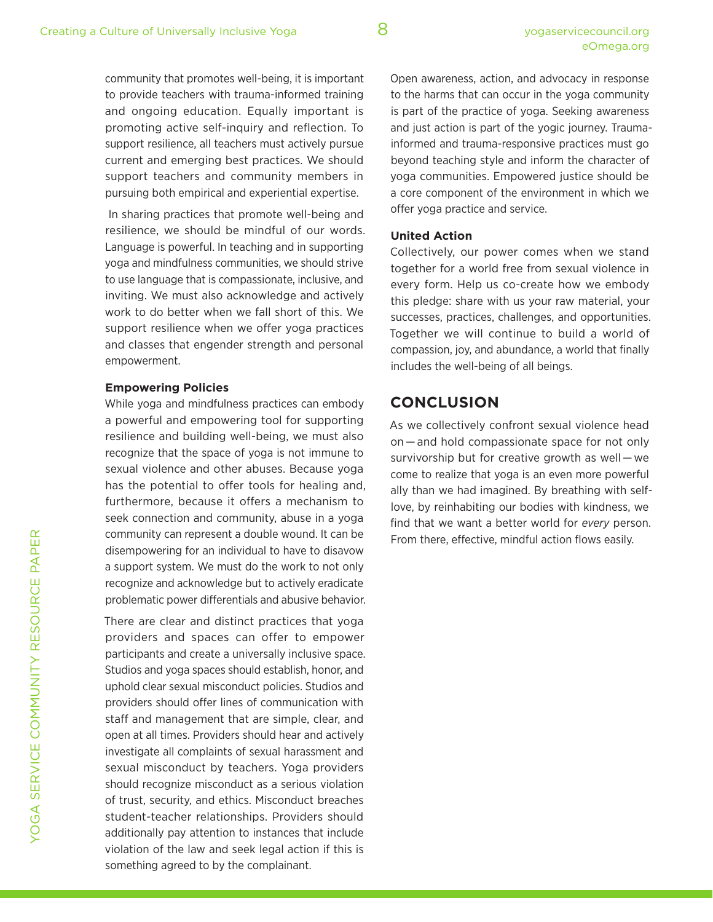community that promotes well-being, it is important to provide teachers with trauma-informed training and ongoing education. Equally important is promoting active self-inquiry and reflection. To support resilience, all teachers must actively pursue current and emerging best practices. We should support teachers and community members in pursuing both empirical and experiential expertise.

In sharing practices that promote well-being and resilience, we should be mindful of our words. Language is powerful. In teaching and in supporting yoga and mindfulness communities, we should strive to use language that is compassionate, inclusive, and inviting. We must also acknowledge and actively work to do better when we fall short of this. We support resilience when we offer yoga practices and classes that engender strength and personal empowerment.

**Empowering Policies**

While yoga and mindfulness practices can embody a powerful and empowering tool for supporting resilience and building well-being, we must also recognize that the space of yoga is not immune to sexual violence and other abuses. Because yoga has the potential to offer tools for healing and, furthermore, because it offers a mechanism to seek connection and community, abuse in a yoga community can represent a double wound. It can be disempowering for an individual to have to disavow a support system. We must do the work to not only recognize and acknowledge but to actively eradicate problematic power differentials and abusive behavior.

There are clear and distinct practices that yoga providers and spaces can offer to empower participants and create a universally inclusive space. Studios and yoga spaces should establish, honor, and uphold clear sexual misconduct policies. Studios and providers should offer lines of communication with staff and management that are simple, clear, and open at all times. Providers should hear and actively investigate all complaints of sexual harassment and sexual misconduct by teachers. Yoga providers should recognize misconduct as a serious violation of trust, security, and ethics. Misconduct breaches student-teacher relationships. Providers should additionally pay attention to instances that include violation of the law and seek legal action if this is something agreed to by the complainant.

Open awareness, action, and advocacy in response to the harms that can occur in the yoga community is part of the practice of yoga. Seeking awareness and just action is part of the yogic journey. Trauma-informed and trauma-responsive practices must go beyond teaching style and inform the character of yoga communities. Empowered justice should be a core component of the environment in which we offer yoga practice and service.

**United Action**

Collectively, our power comes when we stand together for a world free from sexual violence in every form. Help us co-create how we embody this pledge: share with us your raw material, your successes, practices, challenges, and opportunities. Together we will continue to build a world of compassion, joy, and abundance, a world that finally includes the well-being of all beings.

## CONCLUSION

As we collectively confront sexual violence head on—and hold compassionate space for not only survivorship but for creative growth as well—we come to realize that yoga is an even more powerful ally than we had imagined. By breathing with self-love, by reinhabiting our bodies with kindness, we find that we want a better world for *every* person. From there, effective, mindful action flows easily.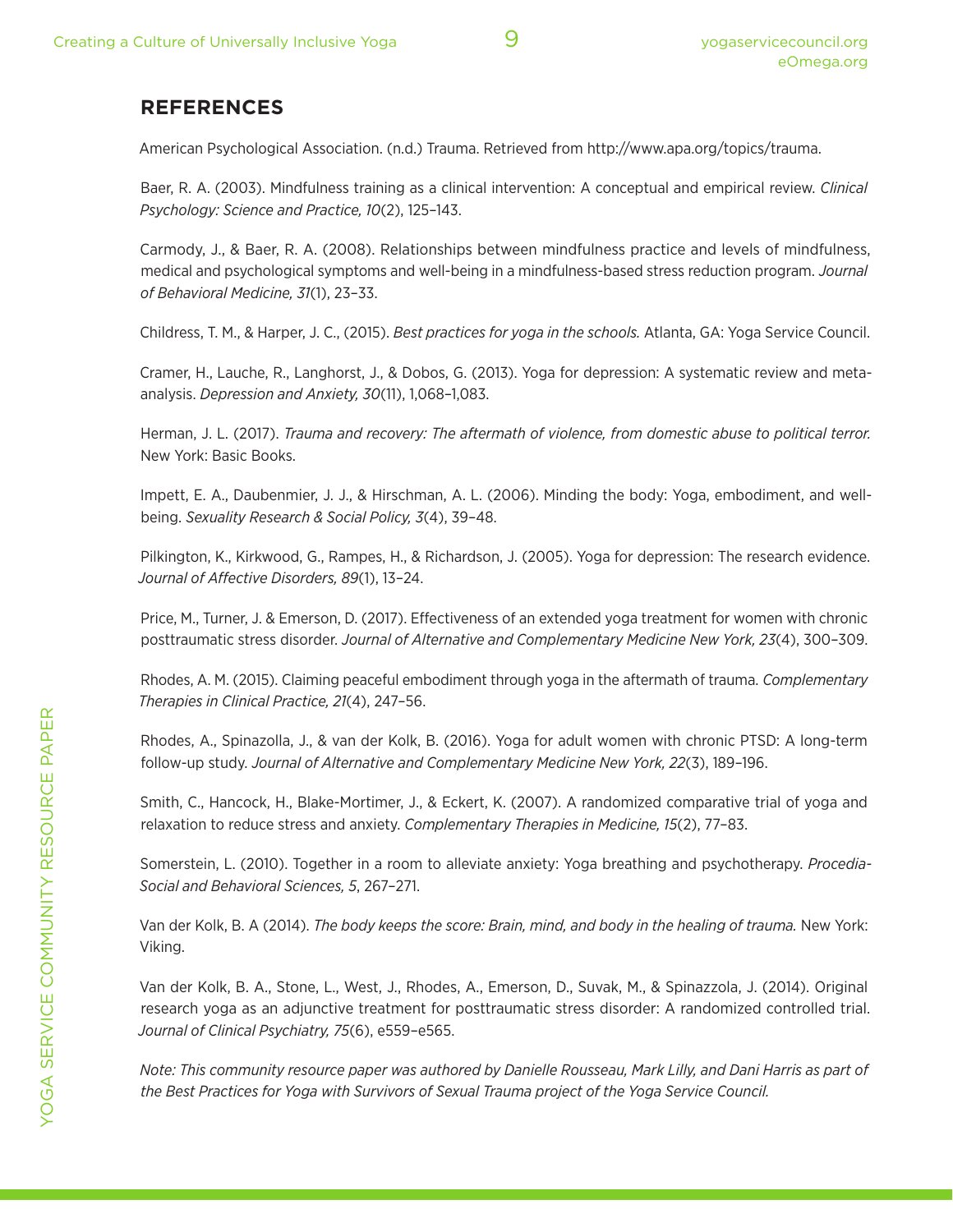## REFERENCES

American Psychological Association. (n.d.) Trauma. Retrieved from http://www.apa.org/topics/trauma.

Baer, R. A. (2003). Mindfulness training as a clinical intervention: A conceptual and empirical review. *Clinical Psychology: Science and Practice, 10*(2), 125–143.

Carmody, J., & Baer, R. A. (2008). Relationships between mindfulness practice and levels of mindfulness, medical and psychological symptoms and well-being in a mindfulness-based stress reduction program. *Journal of Behavioral Medicine, 31*(1), 23–33.

Childress, T. M., & Harper, J. C., (2015). *Best practices for yoga in the schools.* Atlanta, GA: Yoga Service Council.

Cramer, H., Lauche, R., Langhorst, J., & Dobos, G. (2013). Yoga for depression: A systematic review and meta-analysis. *Depression and Anxiety, 30*(11), 1,068–1,083.

Herman, J. L. (2017). *Trauma and recovery: The aftermath of violence, from domestic abuse to political terror.* New York: Basic Books.

Impett, E. A., Daubenmier, J. J., & Hirschman, A. L. (2006). Minding the body: Yoga, embodiment, and well-being. *Sexuality Research & Social Policy, 3*(4), 39–48.

Pilkington, K., Kirkwood, G., Rampes, H., & Richardson, J. (2005). Yoga for depression: The research evidence. *Journal of Affective Disorders, 89*(1), 13–24.

Price, M., Turner, J. & Emerson, D. (2017). Effectiveness of an extended yoga treatment for women with chronic posttraumatic stress disorder. *Journal of Alternative and Complementary Medicine New York, 23*(4), 300–309.

Rhodes, A. M. (2015). Claiming peaceful embodiment through yoga in the aftermath of trauma. *Complementary Therapies in Clinical Practice, 21*(4), 247–56.

Rhodes, A., Spinazolla, J., & van der Kolk, B. (2016). Yoga for adult women with chronic PTSD: A long-term follow-up study. *Journal of Alternative and Complementary Medicine New York, 22*(3), 189–196.

Smith, C., Hancock, H., Blake-Mortimer, J., & Eckert, K. (2007). A randomized comparative trial of yoga and relaxation to reduce stress and anxiety. *Complementary Therapies in Medicine, 15*(2), 77–83.

Somerstein, L. (2010). Together in a room to alleviate anxiety: Yoga breathing and psychotherapy. *Procedia-Social and Behavioral Sciences, 5*, 267–271.

Van der Kolk, B. A (2014). *The body keeps the score: Brain, mind, and body in the healing of trauma.* New York: Viking.

Van der Kolk, B. A., Stone, L., West, J., Rhodes, A., Emerson, D., Suvak, M., & Spinazzola, J. (2014). Original research yoga as an adjunctive treatment for posttraumatic stress disorder: A randomized controlled trial. *Journal of Clinical Psychiatry, 75*(6), e559–e565.

*Note: This community resource paper was authored by Danielle Rousseau, Mark Lilly, and Dani Harris as part of the Best Practices for Yoga with Survivors of Sexual Trauma project of the Yoga Service Council.*